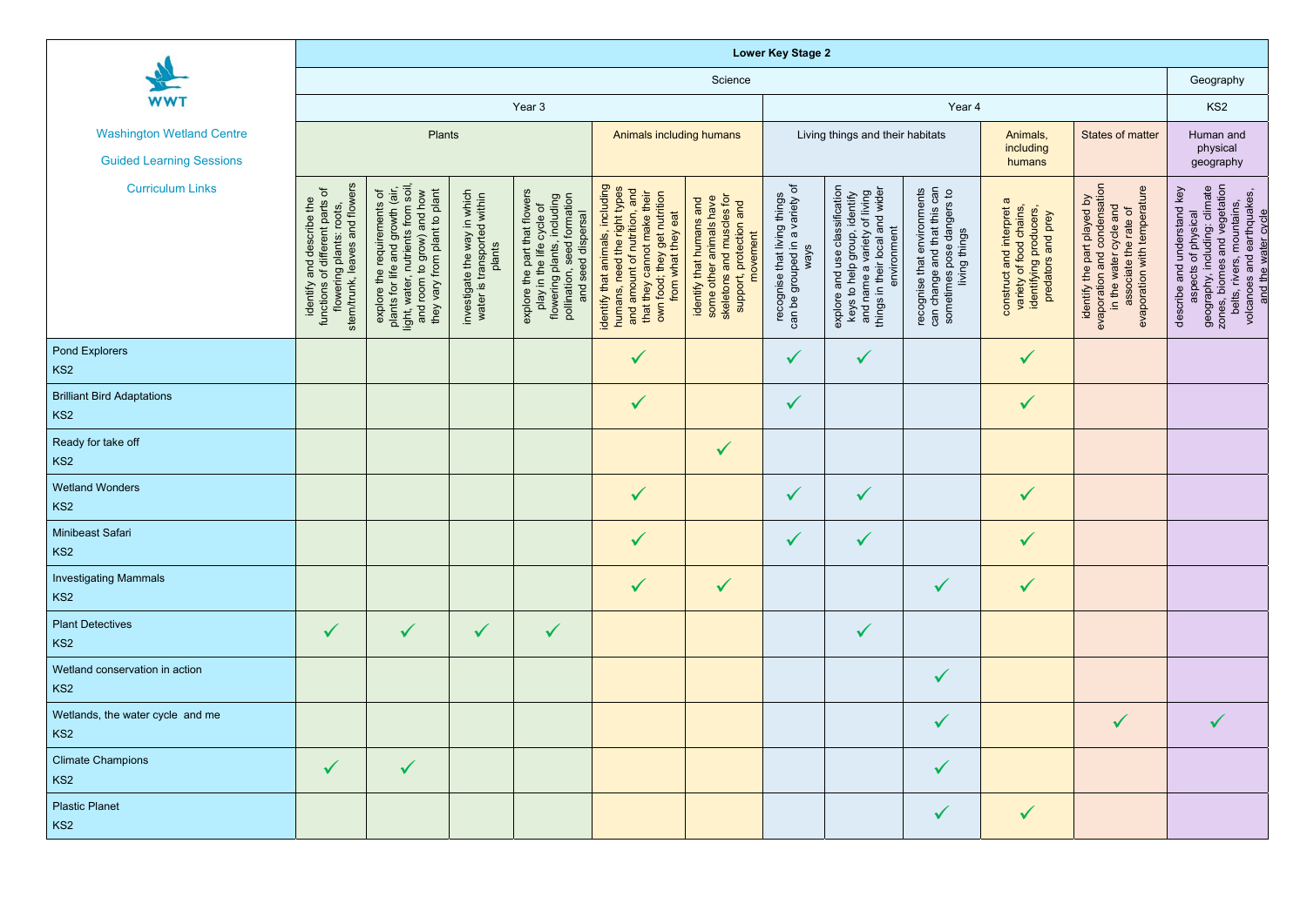WWT

Washington Wetland Centre

Guided Learning Sessions

Curriculum Links

| | Lower Key Stage 2 | | | | | | | | | | | | |
|---|---|---|---|---|---|---|---|---|---|---|---|---|---|
| | Science | | | | | | | | | | | | Geography |
| | Year 3 | | | | | | Year 4 | | | | | | KS2 |
| | Plants | | | | Animals including humans | | Living things and their habitats | | | Animals, including humans | States of matter | | Human and physical geography |
| | identify and describe the functions of different parts of flowering plants: roots, stem/trunk, leaves and flowers | explore the requirements of plants for life and growth (air, light, water, nutrients from soil, and room to grow) and how they vary from plant to plant | investigate the way in which water is transported within plants | explore the part that flowers play in the life cycle of flowering plants, including pollination, seed formation and seed dispersal | identify that animals, including humans, need the right types and amount of nutrition, and that they cannot make their own food; they get nutrition from what they eat | identify that humans and some other animals have skeletons and muscles for support, protection and movement | recognise that living things can be grouped in a variety of ways | explore and use classification keys to help group, identify and name a variety of living things in their local and wider environment | recognise that environments can change and that this can sometimes pose dangers to living things | construct and interpret a variety of food chains, identifying producers, predators and prey | identify the part played by evaporation and condensation in the water cycle and associate the rate of evaporation with temperature | describe and understand key aspects of physical geography, including: climate zones, biomes and vegetation belts, rivers, mountains, volcanoes and earthquakes, and the water cycle |
| Pond Explorers KS2 | | | | | ✓ | | ✓ | ✓ | | ✓ | | |
| Brilliant Bird Adaptations KS2 | | | | | ✓ | | ✓ | | | ✓ | | |
| Ready for take off KS2 | | | | | | ✓ | | | | | | |
| Wetland Wonders KS2 | | | | | ✓ | | ✓ | ✓ | | ✓ | | |
| Minibeast Safari KS2 | | | | | ✓ | | ✓ | ✓ | | ✓ | | |
| Investigating Mammals KS2 | | | | | ✓ | ✓ | | | ✓ | ✓ | | |
| Plant Detectives KS2 | ✓ | ✓ | ✓ | ✓ | | | | ✓ | | | | |
| Wetland conservation in action KS2 | | | | | | | | | ✓ | | | |
| Wetlands, the water cycle and me KS2 | | | | | | | | | ✓ | | ✓ | ✓ |
| Climate Champions KS2 | ✓ | ✓ | | | | | | | ✓ | | | |
| Plastic Planet KS2 | | | | | | | | | ✓ | ✓ | | |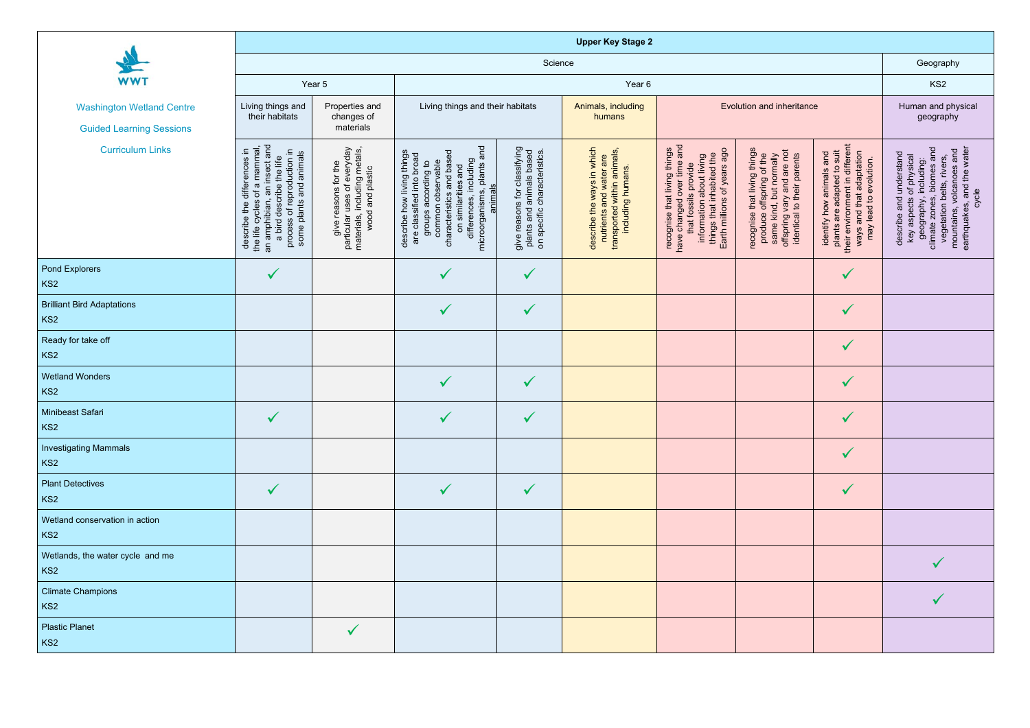| Washington Wetland Centre Guided Learning Sessions Curriculum Links | Upper Key Stage 2 | | | | | | | | | |
|---|---|---|---|---|---|---|---|---|---|---|
| | Science | | | | | | | | | Geography |
| | Year 5 | | Year 6 | | | | | | | KS2 |
| | Living things and their habitats | Properties and changes of materials | Living things and their habitats | | Animals, including humans | Evolution and inheritance | | | | Human and physical geography |
| | describe the differences in the life cycles of a mammal, an amphibian, an insect and a bird describe the life process of reproduction in some plants and animals | give reasons for the particular uses of everyday materials, including metals, wood and plastic | describe how living things are classified into broad groups according to common observable characteristics and based on similarities and differences, including microorganisms, plants and animals | give reasons for classifying plants and animals based on specific characteristics. | describe the ways in which nutrients and water are transported within animals, including humans. | recognise that living things have changed over time and that fossils provide information about living things that inhabited the Earth millions of years ago | recognise that living things produce offspring of the same kind, but normally offspring vary and are not identical to their parents | identify how animals and plants are adapted to suit their environment in different ways and that adaptation may lead to evolution. | | describe and understand key aspects of physical geography, including: climate zones, biomes and vegetation belts, rivers, mountains, volcanoes and earthquakes, and the water cycle |
| Pond Explorers KS2 | ✓ | | ✓ | ✓ | | | | ✓ | | |
| Brilliant Bird Adaptations KS2 | | | ✓ | ✓ | | | | ✓ | | |
| Ready for take off KS2 | | | | | | | | ✓ | | |
| Wetland Wonders KS2 | | | ✓ | ✓ | | | | ✓ | | |
| Minibeast Safari KS2 | ✓ | | ✓ | ✓ | | | | ✓ | | |
| Investigating Mammals KS2 | | | | | | | | ✓ | | |
| Plant Detectives KS2 | ✓ | | ✓ | ✓ | | | | ✓ | | |
| Wetland conservation in action KS2 | | | | | | | | | | |
| Wetlands, the water cycle and me KS2 | | | | | | | | | | ✓ |
| Climate Champions KS2 | | | | | | | | | | ✓ |
| Plastic Planet KS2 | | ✓ | | | | | | | | |